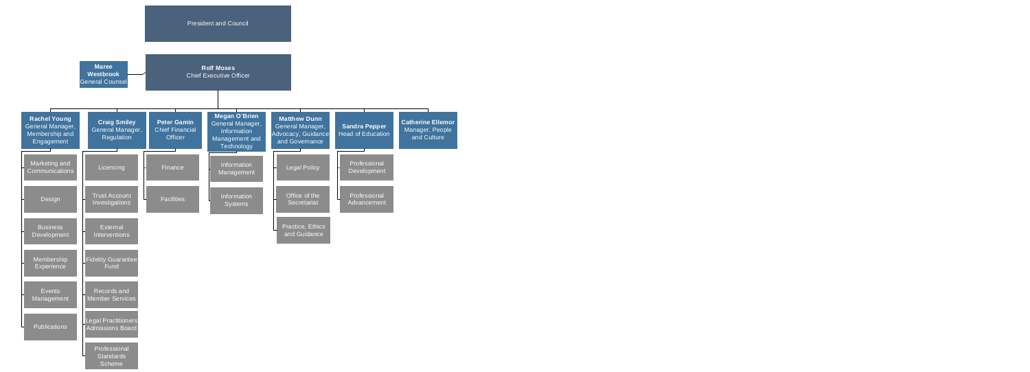# President and Council

## Rolf Moses
Chief Executive Officer

- **Maree Westbrook** – General Counsel

### Rachel Young – General Manager, Membership and Engagement
- Marketing and Communications
- Design
- Business Development
- Membership Experience
- Events Management
- Publications

### Craig Smiley – General Manager, Regulation
- Licencing
- Trust Account Investigations
- External Interventions
- Fidelity Guarantee Fund
- Records and Member Services
- Legal Practitioners Admissions Board
- Professional Standards Scheme

### Peter Gamin – Chief Financial Officer
- Finance
- Facilities

### Megan O'Brien – General Manager, Information Management and Technology
- Information Management
- Information Systems

### Matthew Dunn – General Manager, Advocacy, Guidance and Governance
- Legal Policy
- Office of the Secretariat
- Practice, Ethics and Guidance

### Sandra Pepper – Head of Education
- Professional Development
- Professional Advancement

### Catherine Ellemor – Manager, People and Culture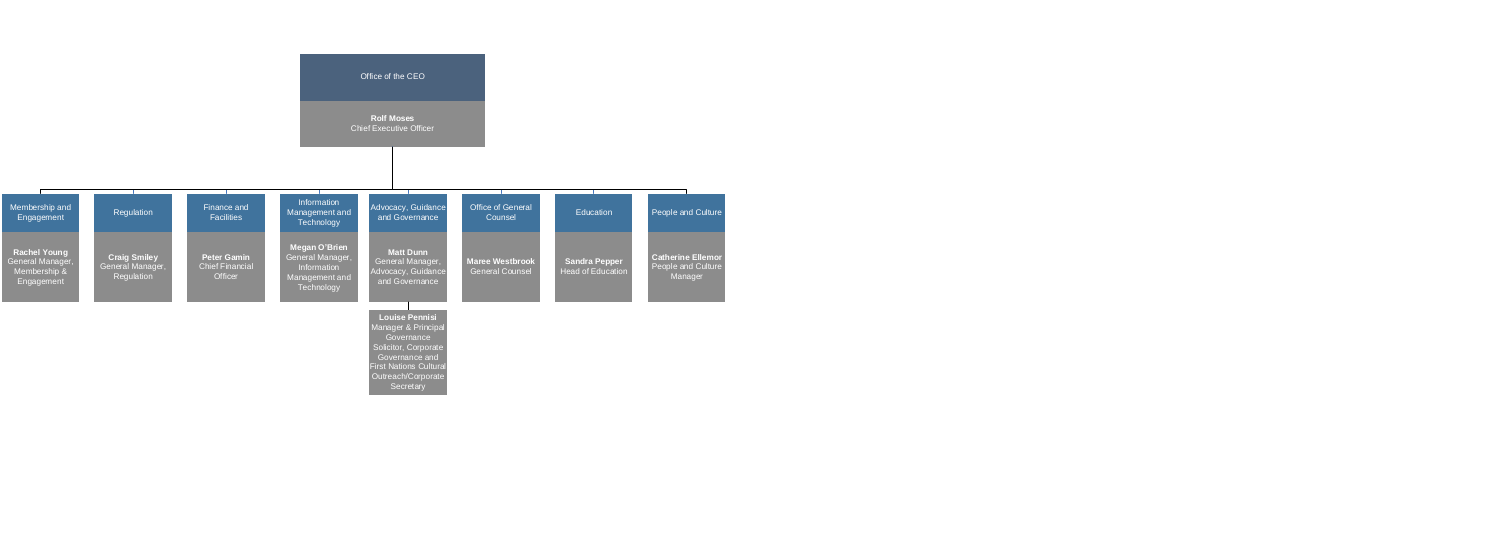## Office of the CEO

**Rolf Moses**
Chief Executive Officer

### Membership and Engagement

**Rachel Young**
General Manager, Membership & Engagement

### Regulation

**Craig Smiley**
General Manager, Regulation

### Finance and Facilities

**Peter Gamin**
Chief Financial Officer

### Information Management and Technology

**Megan O'Brien**
General Manager, Information Management and Technology

### Advocacy, Guidance and Governance

**Matt Dunn**
General Manager, Advocacy, Guidance and Governance

- **Louise Pennisi**
  Manager & Principal Governance Solicitor, Corporate Governance and First Nations Cultural Outreach/Corporate Secretary

### Office of General Counsel

**Maree Westbrook**
General Counsel

### Education

**Sandra Pepper**
Head of Education

### People and Culture

**Catherine Ellemor**
People and Culture Manager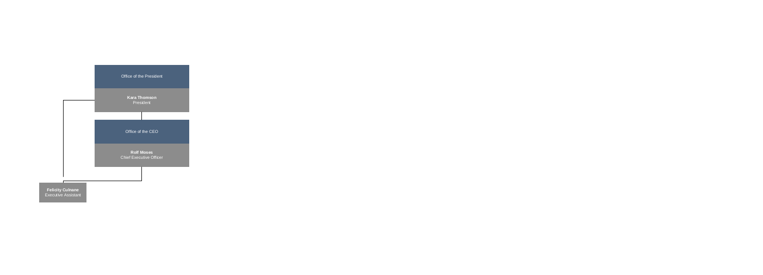Office of the President

**Kara Thomson**
President

Office of the CEO

**Rolf Moses**
Chief Executive Officer

**Felicity Culnane**
Executive Assistant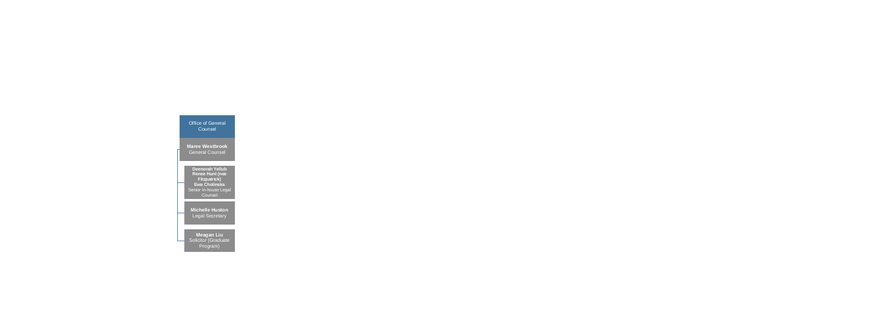**Office of General Counsel**

- **Maree Westbrook**
  General Counsel
  - **Deenorah Yellub**
    **Renee Hunt (nee Fitzpatrick)**
    **Ewa Cholinska**
    Senior In-house Legal Counsel
  - **Michelle Huston**
    Legal Secretary
  - **Meagan Liu**
    Solicitor (Graduate Program)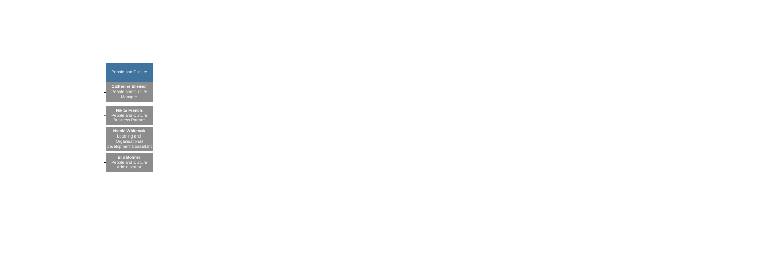## People and Culture

- **Catherine Ellemor**
  People and Culture Manager
  - **Nikita French**
    People and Culture Business Partner
  - **Nicole Whiteoak**
    Learning and Organisational Development Consultant
  - **Elin Bolmér**
    People and Culture Administrator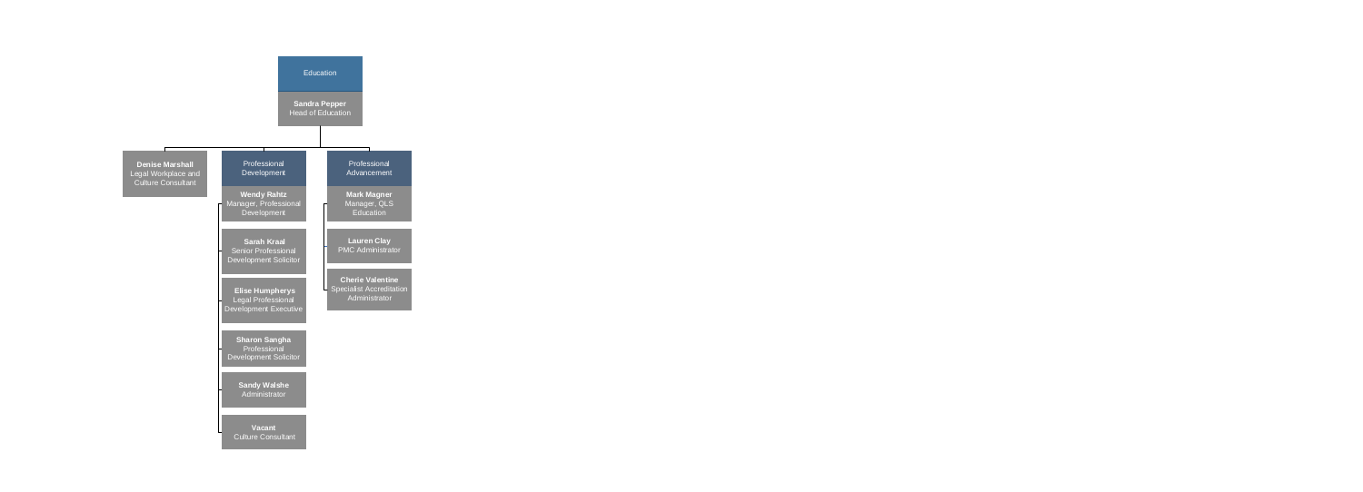# Education

**Sandra Pepper**
Head of Education

- **Denise Marshall** — Legal Workplace and Culture Consultant

## Professional Development

- **Wendy Rahtz** — Manager, Professional Development
  - **Sarah Kraal** — Senior Professional Development Solicitor
  - **Elise Humpherys** — Legal Professional Development Executive
  - **Sharon Sangha** — Professional Development Solicitor
  - **Sandy Walshe** — Administrator
  - **Vacant** — Culture Consultant

## Professional Advancement

- **Mark Magner** — Manager, QLS Education
  - **Lauren Clay** — PMC Administrator
  - **Cherie Valentine** — Specialist Accreditation Administrator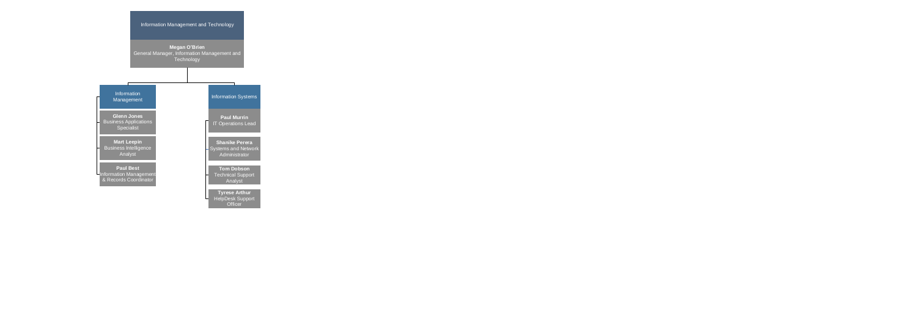# Information Management and Technology

**Megan O'Brien**
General Manager, Information Management and Technology

## Information Management

- **Glenn Jones** – Business Applications Specialist
- **Mart Leepin** – Business Intelligence Analyst
- **Paul Best** – Information Management & Records Coordinator

## Information Systems

- **Paul Murrin** – IT Operations Lead
  - **Shanike Perera** – Systems and Network Administrator
  - **Tom Dobson** – Technical Support Analyst
  - **Tyrese Arthur** – HelpDesk Support Officer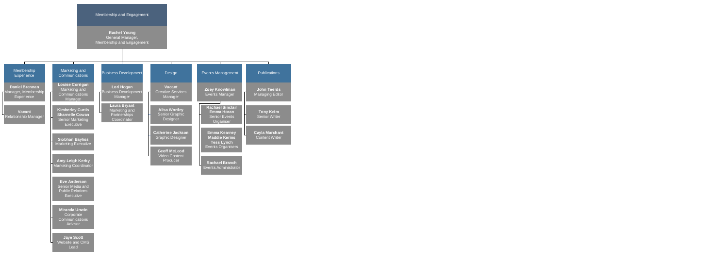# Membership and Engagement

**Rachel Young**
General Manager, Membership and Engagement

## Membership Experience

- **Daniel Brennan** – Manager, Membership Experience
- **Vacant** – Relationship Manager

## Marketing and Communications

- **Louise Corrigan** – Marketing and Communications Manager
- **Kimberley Curtis**, **Sharnelle Cowan** – Senior Marketing Executive
- **Siobhan Bayliss** – Marketing Executive
- **Amy-Leigh Kerby** – Marketing Coordinator
- **Eve Anderson** – Senior Media and Public Relations Executive
- **Miranda Unwin** – Corporate Communications Advisor
- **Jaye Scott** – Website and CMS Lead

## Business Development

- **Lori Hogan** – Business Development Manager
- **Laura Bryant** – Marketing and Partnerships Coordinator

## Design

- **Vacant** – Creative Services Manager
- **Alisa Wortley** – Senior Graphic Designer
- **Catherine Jackson** – Graphic Designer
- **Geoff McLeod** – Video Content Producer

## Events Management

- **Zoey Knowlman** – Events Manager
- **Rachael Sinclair**, **Emma Horan** – Senior Events Organiser
- **Emma Kearney**, **Maddie Kerins**, **Tess Lynch** – Events Organisers
- **Rachael Branch** – Events Administrator

## Publications

- **John Teerds** – Managing Editor
- **Tony Keim** – Senior Writer
- **Cayla Marchant** – Content Writer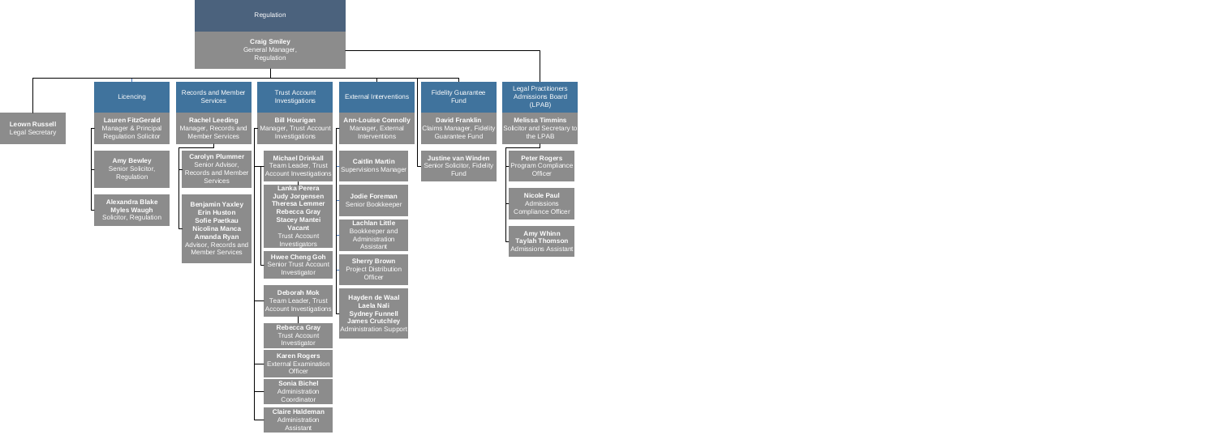# Regulation

**Craig Smiley**
General Manager, Regulation

- **Leown Russell** – Legal Secretary

## Licencing

**Lauren FitzGerald** – Manager & Principal Regulation Solicitor

- **Amy Bewley** – Senior Solicitor, Regulation
- **Alexandra Blake**, **Myles Waugh** – Solicitor, Regulation

## Records and Member Services

**Rachel Leeding** – Manager, Records and Member Services

- **Carolyn Plummer** – Senior Advisor, Records and Member Services
- **Benjamin Yaxley**, **Erin Huston**, **Sofie Paetkau**, **Nicolina Manca**, **Amanda Ryan** – Advisor, Records and Member Services

## Trust Account Investigations

**Bill Hourigan** – Manager, Trust Account Investigations

- **Michael Drinkall** – Team Leader, Trust Account Investigations
  - **Lanka Perera**, **Judy Jorgensen**, **Theresa Lemmer**, **Rebecca Gray**, **Stacey Mantei**, **Vacant** – Trust Account Investigators
  - **Hwee Cheng Goh** – Senior Trust Account Investigator
- **Deborah Mok** – Team Leader, Trust Account Investigations
  - **Rebecca Gray** – Trust Account Investigator
  - **Karen Rogers** – External Examination Officer
  - **Sonia Bichel** – Administration Coordinator
  - **Claire Haldeman** – Administration Assistant

## External Interventions

**Ann-Louise Connolly** – Manager, External Interventions

- **Caitlin Martin** – Supervisions Manager
- **Jodie Foreman** – Senior Bookkeeper
- **Lachlan Little** – Bookkeeper and Administration Assistant
- **Sherry Brown** – Project Distribution Officer
- **Hayden de Waal**, **Laela Nali**, **Sydney Funnell**, **James Crutchley** – Administration Support

## Fidelity Guarantee Fund

**David Franklin** – Claims Manager, Fidelity Guarantee Fund

- **Justine van Winden** – Senior Solicitor, Fidelity Fund

## Legal Practitioners Admissions Board (LPAB)

**Melissa Timmins** – Solicitor and Secretary to the LPAB

- **Peter Rogers** – Program Compliance Officer
- **Nicole Paul** – Admissions Compliance Officer
- **Amy Whinn**, **Taylah Thomson** – Admissions Assistant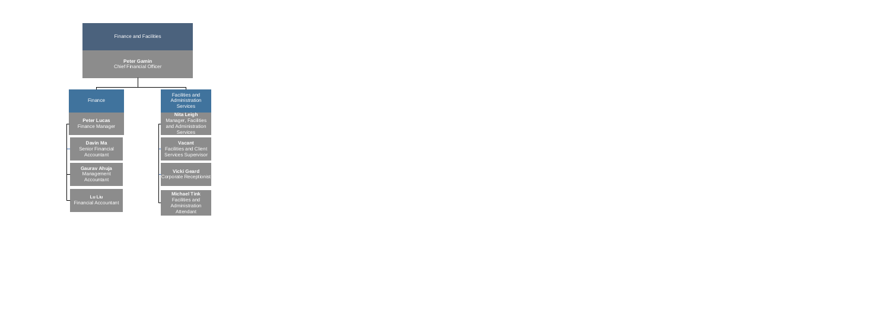# Finance and Facilities

**Peter Gamin**
Chief Financial Officer

## Finance

**Peter Lucas**
Finance Manager

- **Davin Ma**
  Senior Financial Accountant
- **Gaurav Ahuja**
  Management Accountant
- **Lu Liu**
  Financial Accountant

## Facilities and Administration Services

**Nita Leigh**
Manager, Facilities and Administration Services

- **Vacant**
  Facilities and Client Services Supervisor
- **Vicki Geard**
  Corporate Receptionist
- **Michael Tink**
  Facilities and Administration Attendant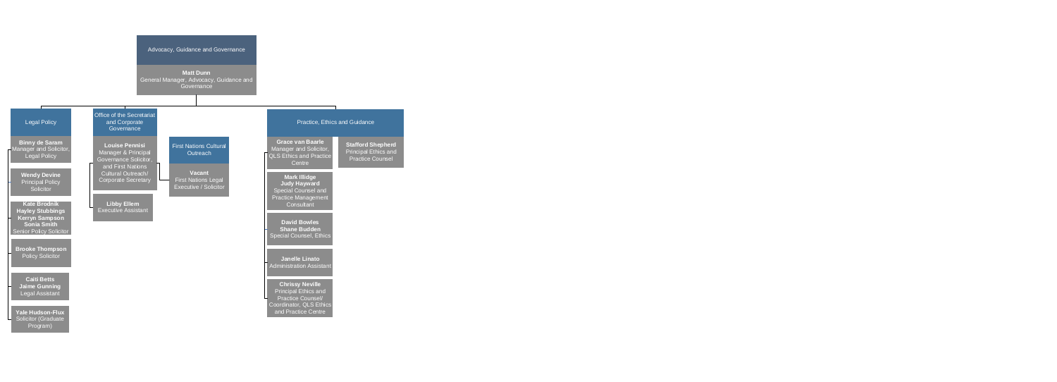## Advocacy, Guidance and Governance

**Matt Dunn**
General Manager, Advocacy, Guidance and Governance

### Legal Policy

**Binny de Saram**
Manager and Solicitor, Legal Policy

**Wendy Devine**
Principal Policy Solicitor

**Kate Brodnik**
**Hayley Stubbings**
**Kerryn Sampson**
**Sonia Smith**
Senior Policy Solicitor

**Brooke Thompson**
Policy Solicitor

**Caiti Betts**
**Jaime Gunning**
Legal Assistant

**Yale Hudson-Flux**
Solicitor (Graduate Program)

### Office of the Secretariat and Corporate Governance

**Louise Pennisi**
Manager & Principal Governance Solicitor, and First Nations Cultural Outreach/ Corporate Secretary

**Libby Ellem**
Executive Assistant

#### First Nations Cultural Outreach

**Vacant**
First Nations Legal Executive / Solicitor

### Practice, Ethics and Guidance

**Grace van Baarle**
Manager and Solicitor, QLS Ethics and Practice Centre

**Stafford Shepherd**
Principal Ethics and Practice Counsel

**Mark Illidge**
**Judy Hayward**
Special Counsel and Practice Management Consultant

**David Bowles**
**Shane Budden**
Special Counsel, Ethics

**Janelle Linato**
Administration Assistant

**Chrissy Neville**
Principal Ethics and Practice Counsel/ Coordinator, QLS Ethics and Practice Centre